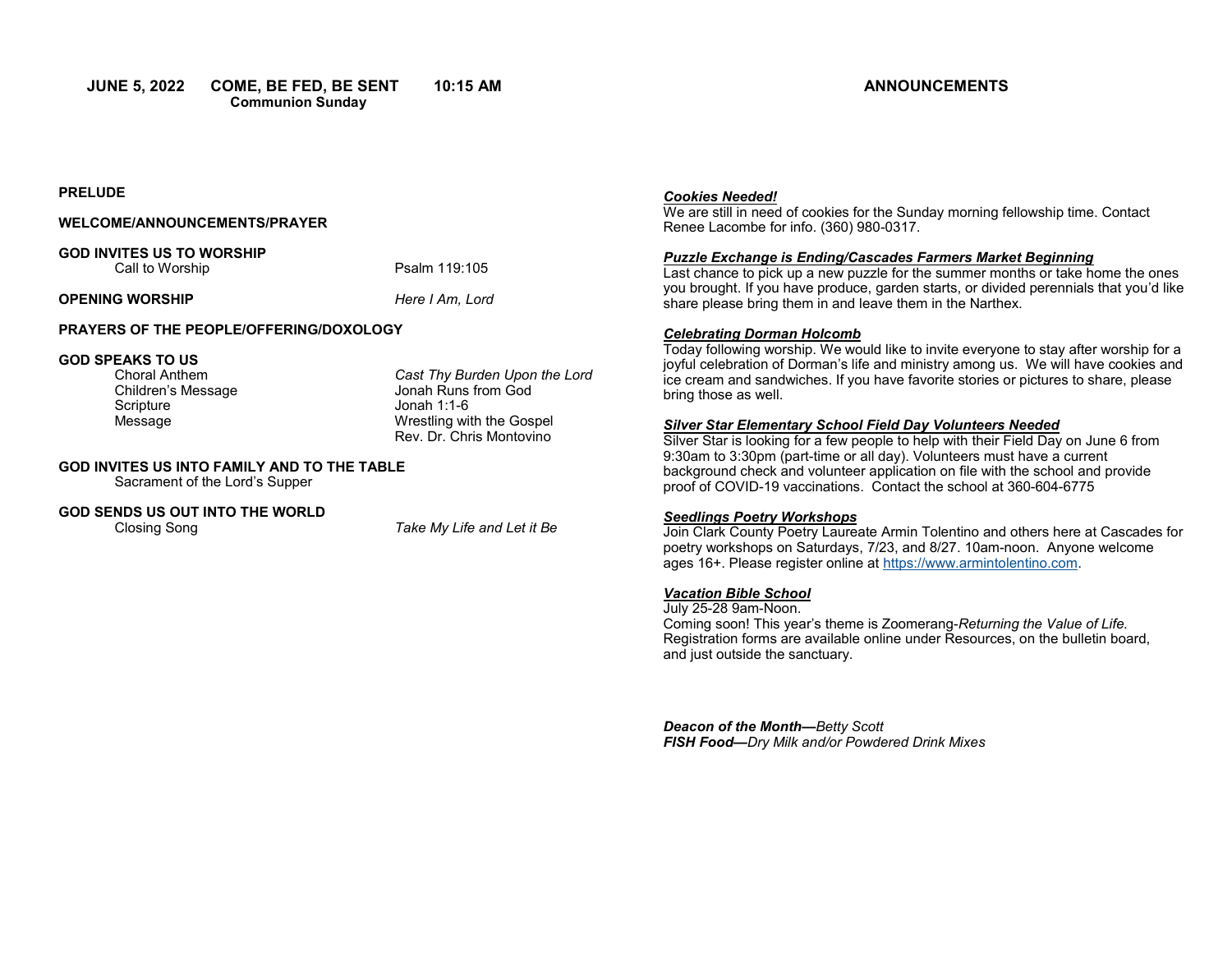**JUNE 5, 2022 COME, BE FED, BE SENT 10:15 AM**
**Communion Sunday**

**PRELUDE**

**WELCOME/ANNOUNCEMENTS/PRAYER**

**GOD INVITES US TO WORSHIP**
Call to Worship — Psalm 119:105

**OPENING WORSHIP** — *Here I Am, Lord*

**PRAYERS OF THE PEOPLE/OFFERING/DOXOLOGY**

**GOD SPEAKS TO US**
Choral Anthem — *Cast Thy Burden Upon the Lord*
Children's Message — Jonah Runs from God
Scripture — Jonah 1:1-6
Message — Wrestling with the Gospel
Rev. Dr. Chris Montovino

**GOD INVITES US INTO FAMILY AND TO THE TABLE**
Sacrament of the Lord's Supper

**GOD SENDS US OUT INTO THE WORLD**
Closing Song — *Take My Life and Let it Be*

## ANNOUNCEMENTS

***Cookies Needed!***
We are still in need of cookies for the Sunday morning fellowship time. Contact Renee Lacombe for info. (360) 980-0317.

***Puzzle Exchange is Ending/Cascades Farmers Market Beginning***
Last chance to pick up a new puzzle for the summer months or take home the ones you brought. If you have produce, garden starts, or divided perennials that you'd like share please bring them in and leave them in the Narthex.

***Celebrating Dorman Holcomb***
Today following worship. We would like to invite everyone to stay after worship for a joyful celebration of Dorman's life and ministry among us. We will have cookies and ice cream and sandwiches. If you have favorite stories or pictures to share, please bring those as well.

***Silver Star Elementary School Field Day Volunteers Needed***
Silver Star is looking for a few people to help with their Field Day on June 6 from 9:30am to 3:30pm (part-time or all day). Volunteers must have a current background check and volunteer application on file with the school and provide proof of COVID-19 vaccinations. Contact the school at 360-604-6775

***Seedlings Poetry Workshops***
Join Clark County Poetry Laureate Armin Tolentino and others here at Cascades for poetry workshops on Saturdays, 7/23, and 8/27. 10am-noon. Anyone welcome ages 16+. Please register online at https://www.armintolentino.com.

***Vacation Bible School***
July 25-28 9am-Noon.
Coming soon! This year's theme is Zoomerang-*Returning the Value of Life.* Registration forms are available online under Resources, on the bulletin board, and just outside the sanctuary.

***Deacon of the Month—****Betty Scott*
***FISH Food—****Dry Milk and/or Powdered Drink Mixes*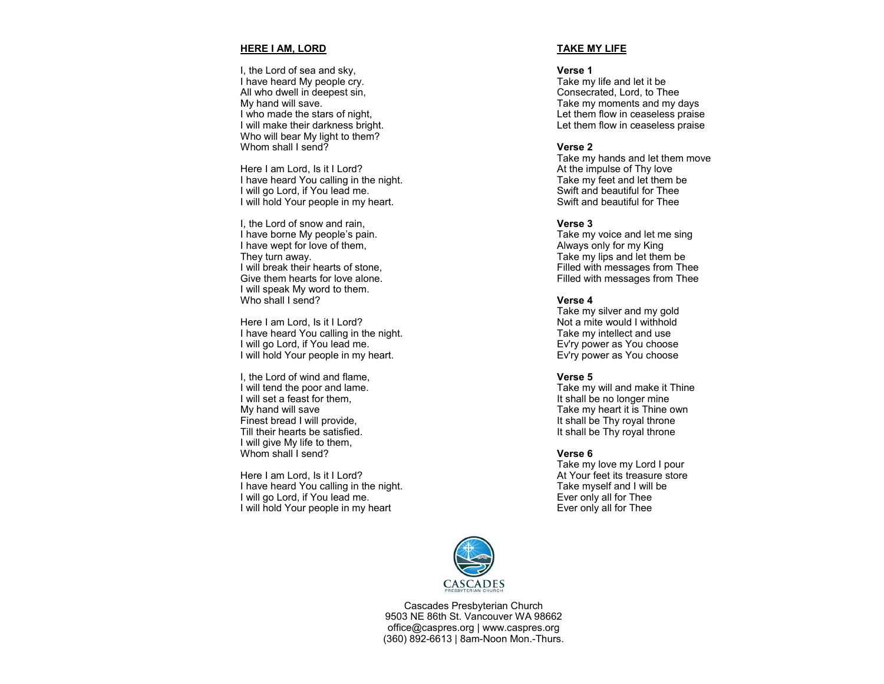## HERE I AM, LORD

I, the Lord of sea and sky,
I have heard My people cry.
All who dwell in deepest sin,
My hand will save.
I who made the stars of night,
I will make their darkness bright.
Who will bear My light to them?
Whom shall I send?

Here I am Lord, Is it I Lord?
I have heard You calling in the night.
I will go Lord, if You lead me.
I will hold Your people in my heart.

I, the Lord of snow and rain,
I have borne My people's pain.
I have wept for love of them,
They turn away.
I will break their hearts of stone,
Give them hearts for love alone.
I will speak My word to them.
Who shall I send?

Here I am Lord, Is it I Lord?
I have heard You calling in the night.
I will go Lord, if You lead me.
I will hold Your people in my heart.

I, the Lord of wind and flame,
I will tend the poor and lame.
I will set a feast for them,
My hand will save
Finest bread I will provide,
Till their hearts be satisfied.
I will give My life to them,
Whom shall I send?

Here I am Lord, Is it I Lord?
I have heard You calling in the night.
I will go Lord, if You lead me.
I will hold Your people in my heart

## TAKE MY LIFE

**Verse 1**
Take my life and let it be
Consecrated, Lord, to Thee
Take my moments and my days
Let them flow in ceaseless praise
Let them flow in ceaseless praise

**Verse 2**
Take my hands and let them move
At the impulse of Thy love
Take my feet and let them be
Swift and beautiful for Thee
Swift and beautiful for Thee

**Verse 3**
Take my voice and let me sing
Always only for my King
Take my lips and let them be
Filled with messages from Thee
Filled with messages from Thee

**Verse 4**
Take my silver and my gold
Not a mite would I withhold
Take my intellect and use
Ev'ry power as You choose
Ev'ry power as You choose

**Verse 5**
Take my will and make it Thine
It shall be no longer mine
Take my heart it is Thine own
It shall be Thy royal throne
It shall be Thy royal throne

**Verse 6**
Take my love my Lord I pour
At Your feet its treasure store
Take myself and I will be
Ever only all for Thee
Ever only all for Thee

CASCADES
PRESBYTERIAN CHURCH

Cascades Presbyterian Church
9503 NE 86th St. Vancouver WA 98662
office@caspres.org | www.caspres.org
(360) 892-6613 | 8am-Noon Mon.-Thurs.